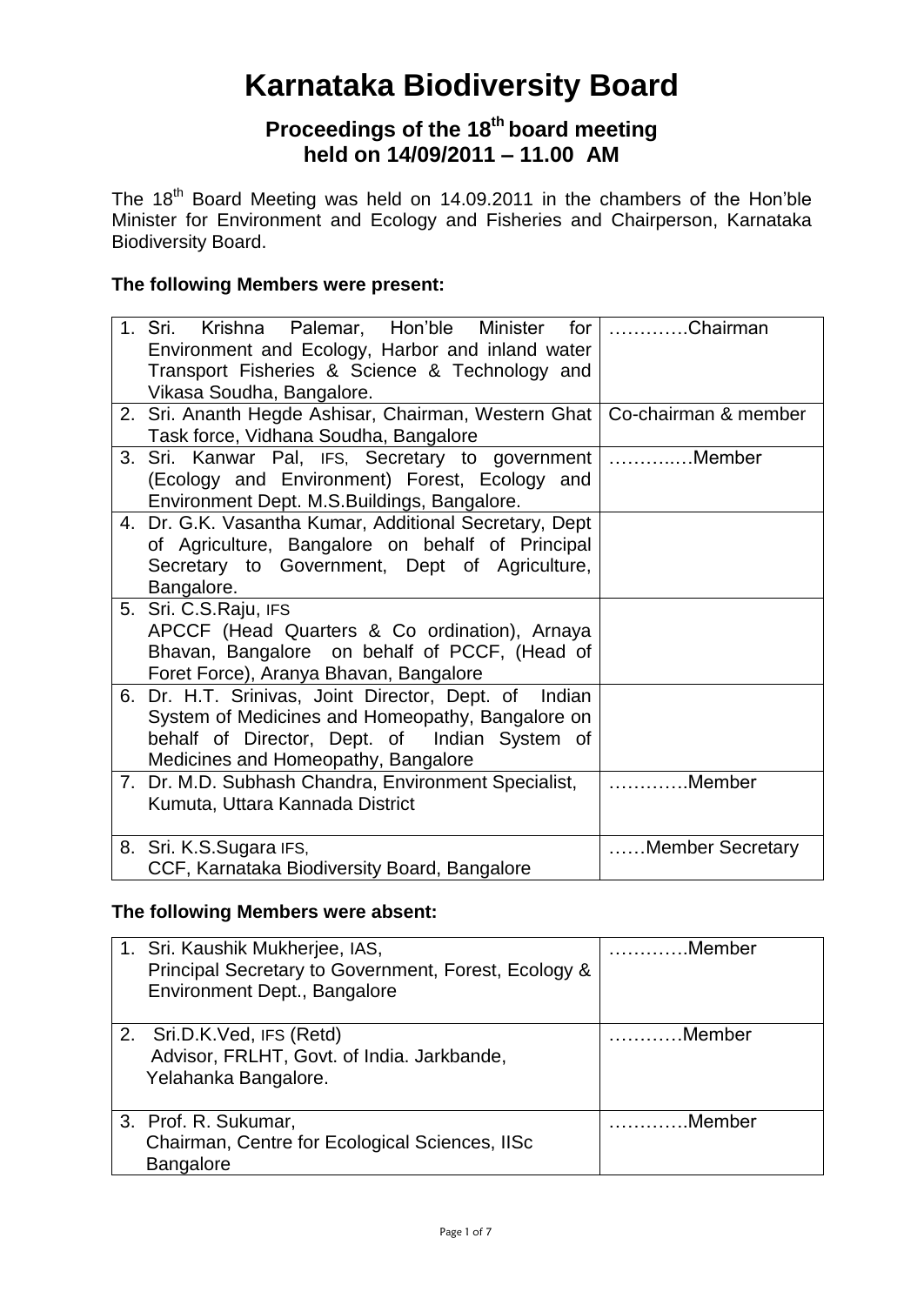# Karnataka Biodiversity Board

## Proceedings of the 18th board meeting held on 14/09/2011 – 11.00 AM

The 18th Board Meeting was held on 14.09.2011 in the chambers of the Hon'ble Minister for Environment and Ecology and Fisheries and Chairperson, Karnataka Biodiversity Board.

**The following Members were present:**

| | |
|---|---|
| 1. Sri. Krishna Palemar, Hon'ble Minister for Environment and Ecology, Harbor and inland water Transport Fisheries & Science & Technology and Vikasa Soudha, Bangalore. | ………….Chairman |
| 2. Sri. Ananth Hegde Ashisar, Chairman, Western Ghat Task force, Vidhana Soudha, Bangalore | Co-chairman & member |
| 3. Sri. Kanwar Pal, IFS, Secretary to government (Ecology and Environment) Forest, Ecology and Environment Dept. M.S.Buildings, Bangalore. | ………..…Member |
| 4. Dr. G.K. Vasantha Kumar, Additional Secretary, Dept of Agriculture, Bangalore on behalf of Principal Secretary to Government, Dept of Agriculture, Bangalore. | |
| 5. Sri. C.S.Raju, IFS APCCF (Head Quarters & Co ordination), Arnaya Bhavan, Bangalore on behalf of PCCF, (Head of Foret Force), Aranya Bhavan, Bangalore | |
| 6. Dr. H.T. Srinivas, Joint Director, Dept. of Indian System of Medicines and Homeopathy, Bangalore on behalf of Director, Dept. of Indian System of Medicines and Homeopathy, Bangalore | |
| 7. Dr. M.D. Subhash Chandra, Environment Specialist, Kumuta, Uttara Kannada District | ………….Member |
| 8. Sri. K.S.Sugara IFS, CCF, Karnataka Biodiversity Board, Bangalore | ……Member Secretary |

**The following Members were absent:**

| | |
|---|---|
| 1. Sri. Kaushik Mukherjee, IAS, Principal Secretary to Government, Forest, Ecology & Environment Dept., Bangalore | ………….Member |
| 2. Sri.D.K.Ved, IFS (Retd) Advisor, FRLHT, Govt. of India. Jarkbande, Yelahanka Bangalore. | …………Member |
| 3. Prof. R. Sukumar, Chairman, Centre for Ecological Sciences, IISc Bangalore | ………….Member |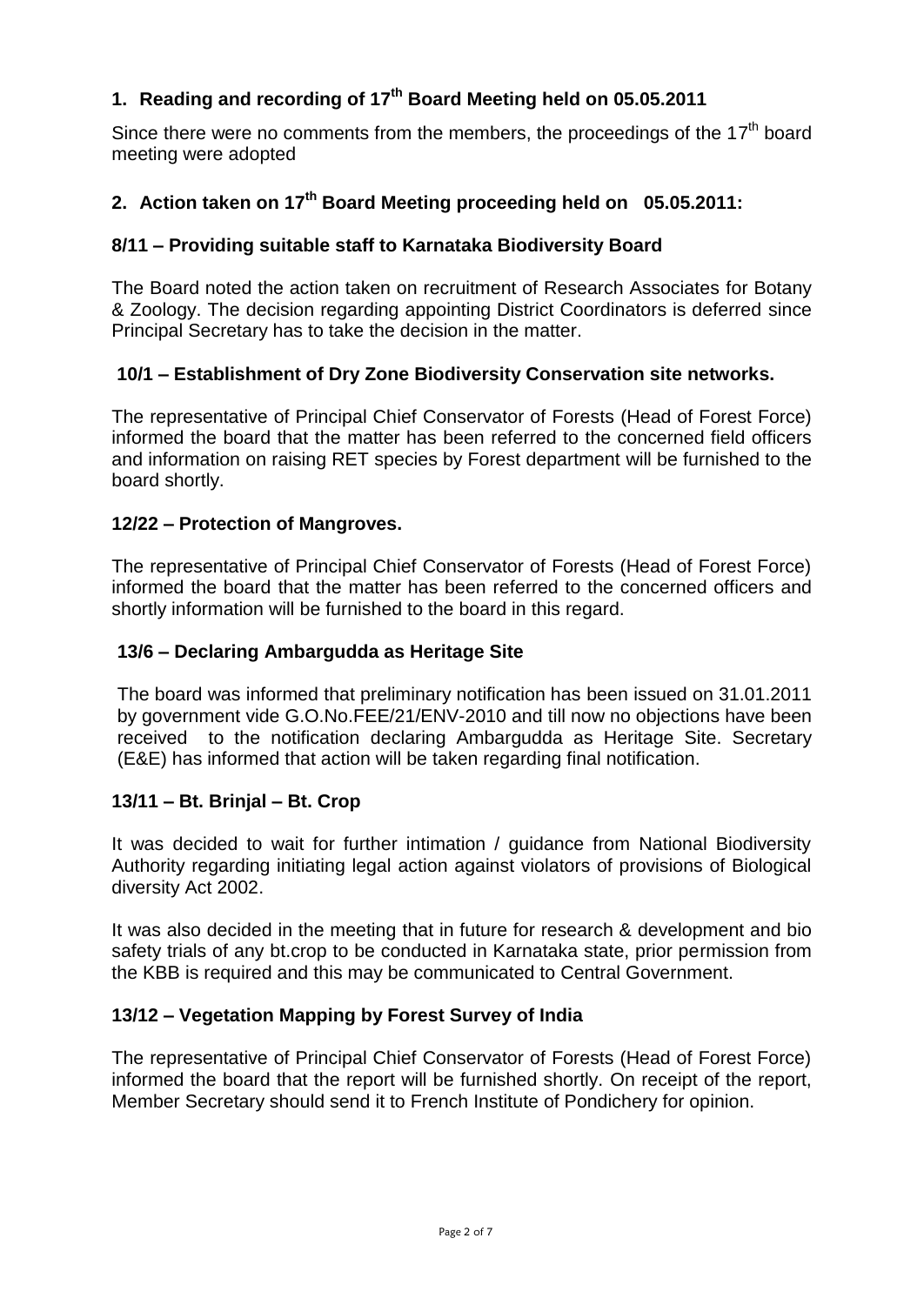## 1. Reading and recording of 17th Board Meeting held on 05.05.2011

Since there were no comments from the members, the proceedings of the 17th board meeting were adopted

## 2. Action taken on 17th Board Meeting proceeding held on 05.05.2011:

### 8/11 – Providing suitable staff to Karnataka Biodiversity Board

The Board noted the action taken on recruitment of Research Associates for Botany & Zoology. The decision regarding appointing District Coordinators is deferred since Principal Secretary has to take the decision in the matter.

### 10/1 – Establishment of Dry Zone Biodiversity Conservation site networks.

The representative of Principal Chief Conservator of Forests (Head of Forest Force) informed the board that the matter has been referred to the concerned field officers and information on raising RET species by Forest department will be furnished to the board shortly.

### 12/22 – Protection of Mangroves.

The representative of Principal Chief Conservator of Forests (Head of Forest Force) informed the board that the matter has been referred to the concerned officers and shortly information will be furnished to the board in this regard.

### 13/6 – Declaring Ambargudda as Heritage Site

The board was informed that preliminary notification has been issued on 31.01.2011 by government vide G.O.No.FEE/21/ENV-2010 and till now no objections have been received to the notification declaring Ambargudda as Heritage Site. Secretary (E&E) has informed that action will be taken regarding final notification.

### 13/11 – Bt. Brinjal – Bt. Crop

It was decided to wait for further intimation / guidance from National Biodiversity Authority regarding initiating legal action against violators of provisions of Biological diversity Act 2002.

It was also decided in the meeting that in future for research & development and bio safety trials of any bt.crop to be conducted in Karnataka state, prior permission from the KBB is required and this may be communicated to Central Government.

### 13/12 – Vegetation Mapping by Forest Survey of India

The representative of Principal Chief Conservator of Forests (Head of Forest Force) informed the board that the report will be furnished shortly. On receipt of the report, Member Secretary should send it to French Institute of Pondichery for opinion.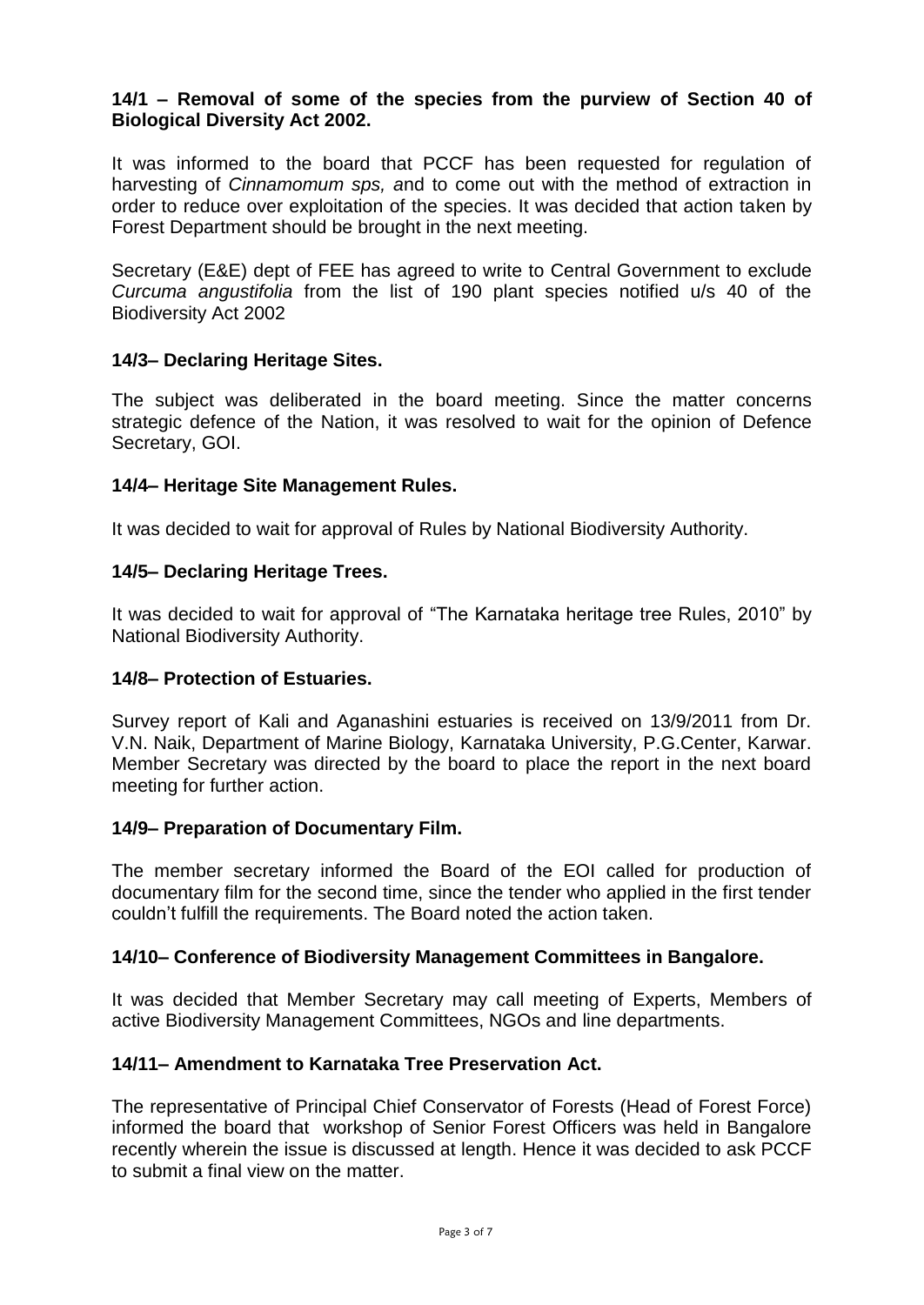**14/1 – Removal of some of the species from the purview of Section 40 of Biological Diversity Act 2002.**

It was informed to the board that PCCF has been requested for regulation of harvesting of *Cinnamomum sps, a*nd to come out with the method of extraction in order to reduce over exploitation of the species. It was decided that action taken by Forest Department should be brought in the next meeting.

Secretary (E&E) dept of FEE has agreed to write to Central Government to exclude *Curcuma angustifolia* from the list of 190 plant species notified u/s 40 of the Biodiversity Act 2002

**14/3– Declaring Heritage Sites.**

The subject was deliberated in the board meeting. Since the matter concerns strategic defence of the Nation, it was resolved to wait for the opinion of Defence Secretary, GOI.

**14/4– Heritage Site Management Rules.**

It was decided to wait for approval of Rules by National Biodiversity Authority.

**14/5– Declaring Heritage Trees.**

It was decided to wait for approval of "The Karnataka heritage tree Rules, 2010" by National Biodiversity Authority.

**14/8– Protection of Estuaries.**

Survey report of Kali and Aganashini estuaries is received on 13/9/2011 from Dr. V.N. Naik, Department of Marine Biology, Karnataka University, P.G.Center, Karwar. Member Secretary was directed by the board to place the report in the next board meeting for further action.

**14/9– Preparation of Documentary Film.**

The member secretary informed the Board of the EOI called for production of documentary film for the second time, since the tender who applied in the first tender couldn't fulfill the requirements. The Board noted the action taken.

**14/10– Conference of Biodiversity Management Committees in Bangalore.**

It was decided that Member Secretary may call meeting of Experts, Members of active Biodiversity Management Committees, NGOs and line departments.

**14/11– Amendment to Karnataka Tree Preservation Act.**

The representative of Principal Chief Conservator of Forests (Head of Forest Force) informed the board that workshop of Senior Forest Officers was held in Bangalore recently wherein the issue is discussed at length. Hence it was decided to ask PCCF to submit a final view on the matter.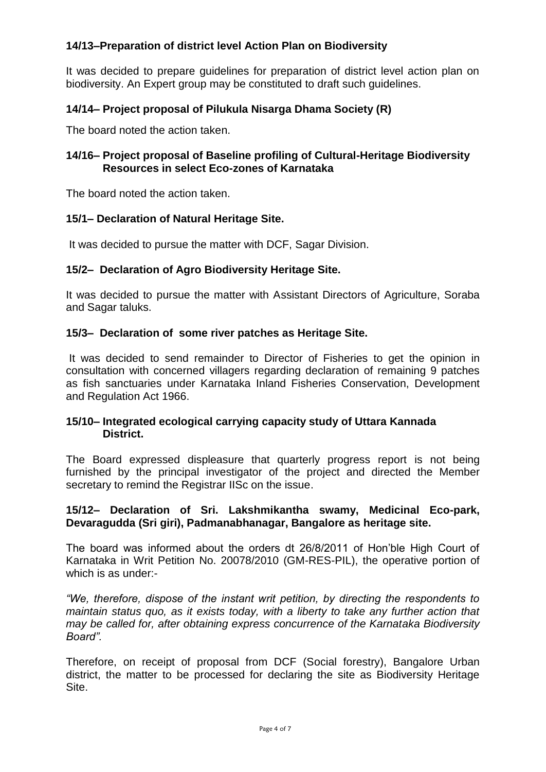**14/13–Preparation of district level Action Plan on Biodiversity**

It was decided to prepare guidelines for preparation of district level action plan on biodiversity. An Expert group may be constituted to draft such guidelines.

**14/14– Project proposal of Pilukula Nisarga Dhama Society (R)**

The board noted the action taken.

**14/16– Project proposal of Baseline profiling of Cultural-Heritage Biodiversity Resources in select Eco-zones of Karnataka**

The board noted the action taken.

**15/1– Declaration of Natural Heritage Site.**

It was decided to pursue the matter with DCF, Sagar Division.

**15/2– Declaration of Agro Biodiversity Heritage Site.**

It was decided to pursue the matter with Assistant Directors of Agriculture, Soraba and Sagar taluks.

**15/3– Declaration of some river patches as Heritage Site.**

It was decided to send remainder to Director of Fisheries to get the opinion in consultation with concerned villagers regarding declaration of remaining 9 patches as fish sanctuaries under Karnataka Inland Fisheries Conservation, Development and Regulation Act 1966.

**15/10– Integrated ecological carrying capacity study of Uttara Kannada District.**

The Board expressed displeasure that quarterly progress report is not being furnished by the principal investigator of the project and directed the Member secretary to remind the Registrar IISc on the issue.

**15/12– Declaration of Sri. Lakshmikantha swamy, Medicinal Eco-park, Devaragudda (Sri giri), Padmanabhanagar, Bangalore as heritage site.**

The board was informed about the orders dt 26/8/2011 of Hon'ble High Court of Karnataka in Writ Petition No. 20078/2010 (GM-RES-PIL), the operative portion of which is as under:-

*"We, therefore, dispose of the instant writ petition, by directing the respondents to maintain status quo, as it exists today, with a liberty to take any further action that may be called for, after obtaining express concurrence of the Karnataka Biodiversity Board".*

Therefore, on receipt of proposal from DCF (Social forestry), Bangalore Urban district, the matter to be processed for declaring the site as Biodiversity Heritage Site.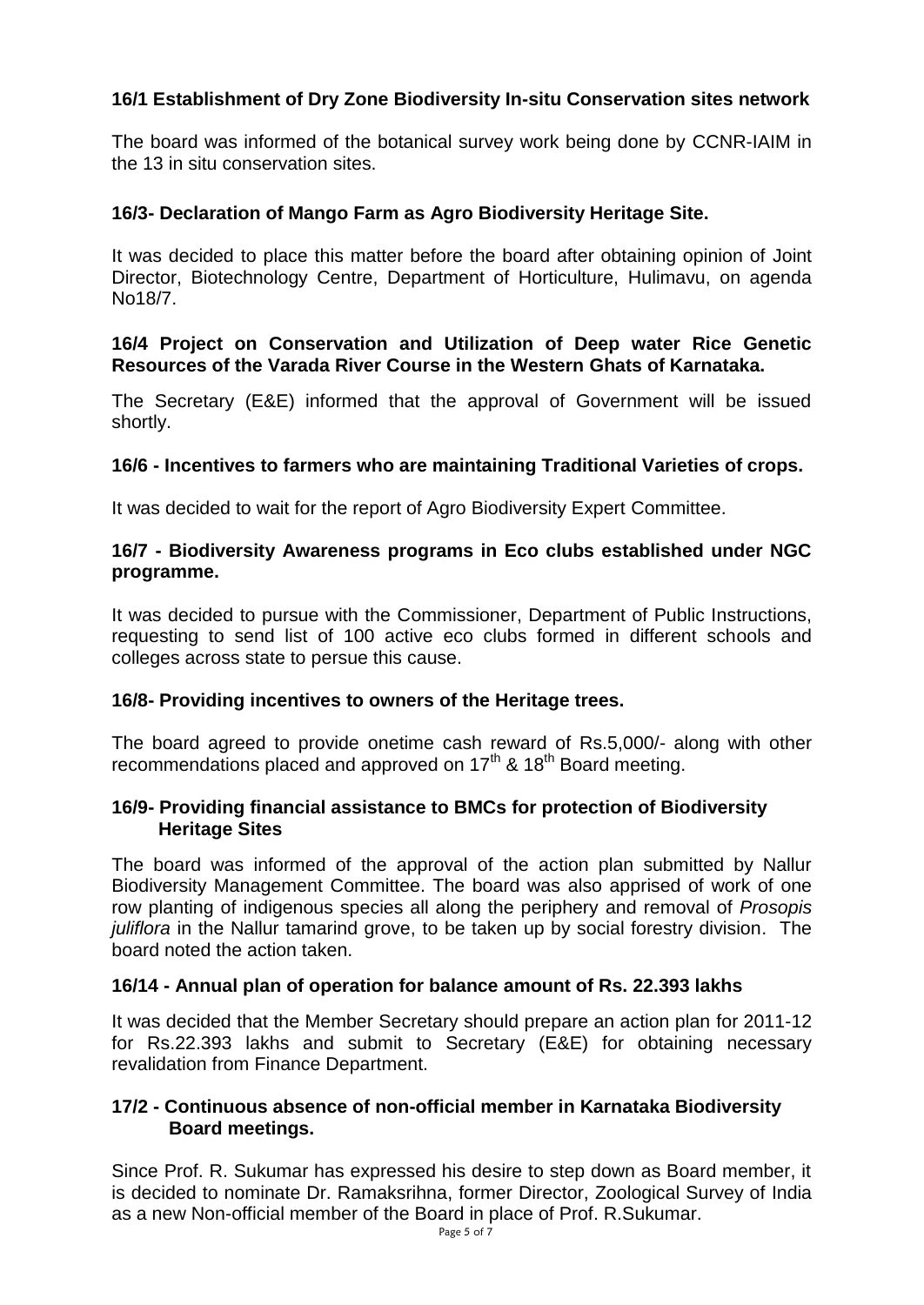**16/1 Establishment of Dry Zone Biodiversity In-situ Conservation sites network**

The board was informed of the botanical survey work being done by CCNR-IAIM in the 13 in situ conservation sites.

**16/3- Declaration of Mango Farm as Agro Biodiversity Heritage Site.**

It was decided to place this matter before the board after obtaining opinion of Joint Director, Biotechnology Centre, Department of Horticulture, Hulimavu, on agenda No18/7.

**16/4 Project on Conservation and Utilization of Deep water Rice Genetic Resources of the Varada River Course in the Western Ghats of Karnataka.**

The Secretary (E&E) informed that the approval of Government will be issued shortly.

**16/6 - Incentives to farmers who are maintaining Traditional Varieties of crops.**

It was decided to wait for the report of Agro Biodiversity Expert Committee.

**16/7 - Biodiversity Awareness programs in Eco clubs established under NGC programme.**

It was decided to pursue with the Commissioner, Department of Public Instructions, requesting to send list of 100 active eco clubs formed in different schools and colleges across state to persue this cause.

**16/8- Providing incentives to owners of the Heritage trees.**

The board agreed to provide onetime cash reward of Rs.5,000/- along with other recommendations placed and approved on 17th & 18th Board meeting.

**16/9- Providing financial assistance to BMCs for protection of Biodiversity Heritage Sites**

The board was informed of the approval of the action plan submitted by Nallur Biodiversity Management Committee. The board was also apprised of work of one row planting of indigenous species all along the periphery and removal of *Prosopis juliflora* in the Nallur tamarind grove, to be taken up by social forestry division. The board noted the action taken.

**16/14 - Annual plan of operation for balance amount of Rs. 22.393 lakhs**

It was decided that the Member Secretary should prepare an action plan for 2011-12 for Rs.22.393 lakhs and submit to Secretary (E&E) for obtaining necessary revalidation from Finance Department.

**17/2 - Continuous absence of non-official member in Karnataka Biodiversity Board meetings.**

Since Prof. R. Sukumar has expressed his desire to step down as Board member, it is decided to nominate Dr. Ramaksrihna, former Director, Zoological Survey of India as a new Non-official member of the Board in place of Prof. R.Sukumar.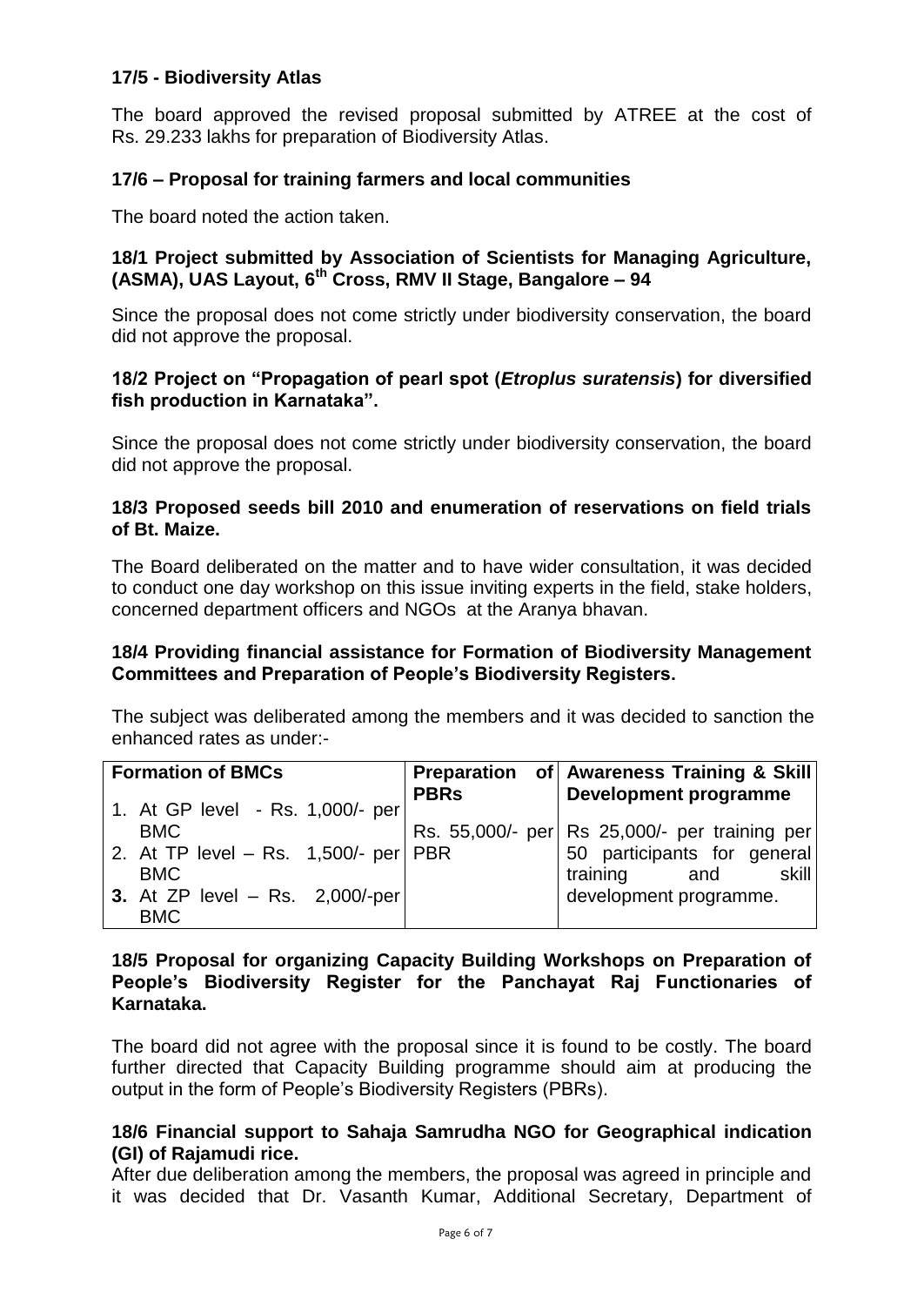**17/5 - Biodiversity Atlas**

The board approved the revised proposal submitted by ATREE at the cost of Rs. 29.233 lakhs for preparation of Biodiversity Atlas.

**17/6 – Proposal for training farmers and local communities**

The board noted the action taken.

**18/1 Project submitted by Association of Scientists for Managing Agriculture, (ASMA), UAS Layout, 6th Cross, RMV II Stage, Bangalore – 94**

Since the proposal does not come strictly under biodiversity conservation, the board did not approve the proposal.

**18/2 Project on "Propagation of pearl spot (*Etroplus suratensis*) for diversified fish production in Karnataka".**

Since the proposal does not come strictly under biodiversity conservation, the board did not approve the proposal.

**18/3 Proposed seeds bill 2010 and enumeration of reservations on field trials of Bt. Maize.**

The Board deliberated on the matter and to have wider consultation, it was decided to conduct one day workshop on this issue inviting experts in the field, stake holders, concerned department officers and NGOs at the Aranya bhavan.

**18/4 Providing financial assistance for Formation of Biodiversity Management Committees and Preparation of People's Biodiversity Registers.**

The subject was deliberated among the members and it was decided to sanction the enhanced rates as under:-

| **Formation of BMCs** | **Preparation of PBRs** | **Awareness Training & Skill Development programme** |
|---|---|---|
| 1. At GP level - Rs. 1,000/- per BMC<br>2. At TP level – Rs. 1,500/- per BMC<br>**3.** At ZP level – Rs. 2,000/-per BMC | Rs. 55,000/- per PBR | Rs 25,000/- per training per 50 participants for general training and skill development programme. |

**18/5 Proposal for organizing Capacity Building Workshops on Preparation of People's Biodiversity Register for the Panchayat Raj Functionaries of Karnataka.**

The board did not agree with the proposal since it is found to be costly. The board further directed that Capacity Building programme should aim at producing the output in the form of People's Biodiversity Registers (PBRs).

**18/6 Financial support to Sahaja Samrudha NGO for Geographical indication (GI) of Rajamudi rice.**

After due deliberation among the members, the proposal was agreed in principle and it was decided that Dr. Vasanth Kumar, Additional Secretary, Department of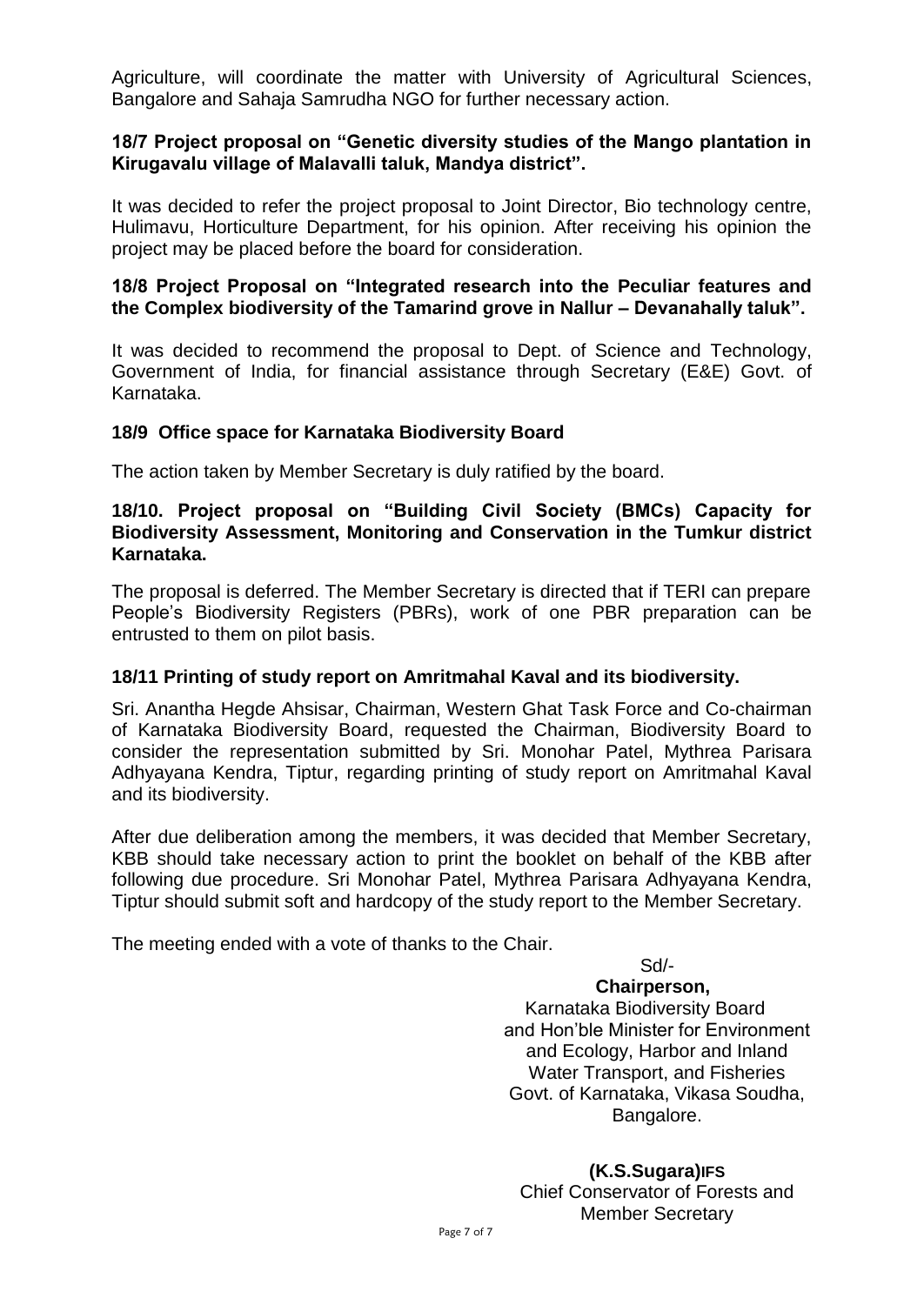Agriculture, will coordinate the matter with University of Agricultural Sciences, Bangalore and Sahaja Samrudha NGO for further necessary action.

**18/7 Project proposal on "Genetic diversity studies of the Mango plantation in Kirugavalu village of Malavalli taluk, Mandya district".**

It was decided to refer the project proposal to Joint Director, Bio technology centre, Hulimavu, Horticulture Department, for his opinion. After receiving his opinion the project may be placed before the board for consideration.

**18/8 Project Proposal on "Integrated research into the Peculiar features and the Complex biodiversity of the Tamarind grove in Nallur – Devanahally taluk".**

It was decided to recommend the proposal to Dept. of Science and Technology, Government of India, for financial assistance through Secretary (E&E) Govt. of Karnataka.

**18/9 Office space for Karnataka Biodiversity Board**

The action taken by Member Secretary is duly ratified by the board.

**18/10. Project proposal on "Building Civil Society (BMCs) Capacity for Biodiversity Assessment, Monitoring and Conservation in the Tumkur district Karnataka.**

The proposal is deferred. The Member Secretary is directed that if TERI can prepare People's Biodiversity Registers (PBRs), work of one PBR preparation can be entrusted to them on pilot basis.

**18/11 Printing of study report on Amritmahal Kaval and its biodiversity.**

Sri. Anantha Hegde Ahsisar, Chairman, Western Ghat Task Force and Co-chairman of Karnataka Biodiversity Board, requested the Chairman, Biodiversity Board to consider the representation submitted by Sri. Monohar Patel, Mythrea Parisara Adhyayana Kendra, Tiptur, regarding printing of study report on Amritmahal Kaval and its biodiversity.

After due deliberation among the members, it was decided that Member Secretary, KBB should take necessary action to print the booklet on behalf of the KBB after following due procedure. Sri Monohar Patel, Mythrea Parisara Adhyayana Kendra, Tiptur should submit soft and hardcopy of the study report to the Member Secretary.

The meeting ended with a vote of thanks to the Chair.

Sd/-
**Chairperson,**
Karnataka Biodiversity Board
and Hon'ble Minister for Environment
and Ecology, Harbor and Inland
Water Transport, and Fisheries
Govt. of Karnataka, Vikasa Soudha,
Bangalore.

**(K.S.Sugara)IFS**
Chief Conservator of Forests and
Member Secretary